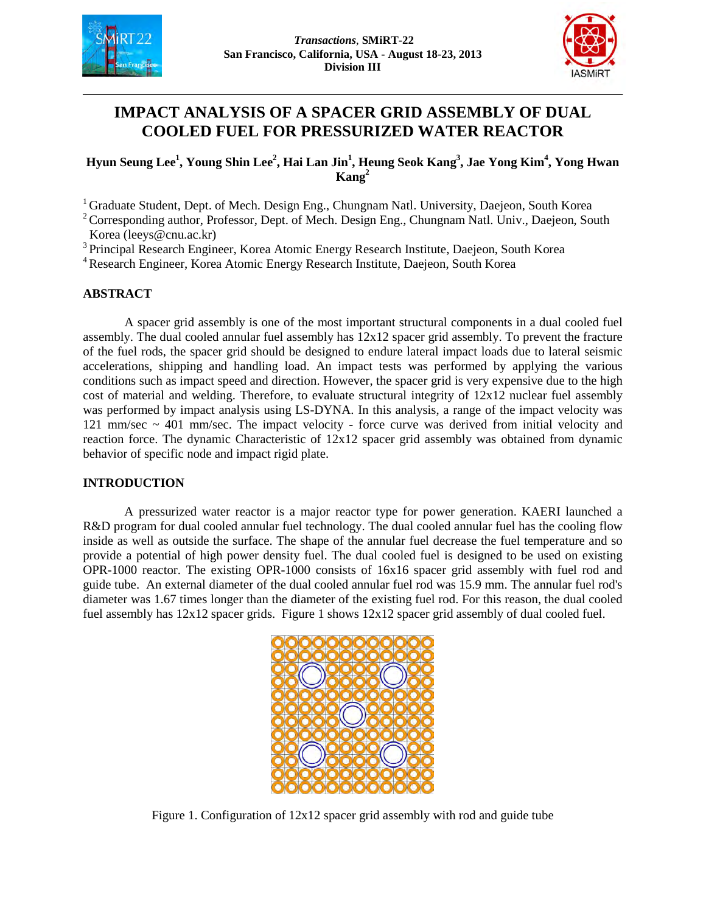# IMPACT ANALYSIS OF A SPACER GRID ASSEMBLY OF DUAL COOLED FUEL FOR PRESSURIZED WATER REACTOR

**Hyun Seung Lee[1], Young Shin Lee[2], Hai Lan Jin[1], Heung Seok Kang[3], Jae Yong Kim[4], Yong Hwan Kang[2]**

[1] Graduate Student, Dept. of Mech. Design Eng., Chungnam Natl. University, Daejeon, South Korea
[2] Corresponding author, Professor, Dept. of Mech. Design Eng., Chungnam Natl. Univ., Daejeon, South Korea (leeys@cnu.ac.kr)
[3] Principal Research Engineer, Korea Atomic Energy Research Institute, Daejeon, South Korea
[4] Research Engineer, Korea Atomic Energy Research Institute, Daejeon, South Korea

## ABSTRACT

A spacer grid assembly is one of the most important structural components in a dual cooled fuel assembly. The dual cooled annular fuel assembly has 12x12 spacer grid assembly. To prevent the fracture of the fuel rods, the spacer grid should be designed to endure lateral impact loads due to lateral seismic accelerations, shipping and handling load. An impact tests was performed by applying the various conditions such as impact speed and direction. However, the spacer grid is very expensive due to the high cost of material and welding. Therefore, to evaluate structural integrity of 12x12 nuclear fuel assembly was performed by impact analysis using LS-DYNA. In this analysis, a range of the impact velocity was 121 mm/sec ~ 401 mm/sec. The impact velocity - force curve was derived from initial velocity and reaction force. The dynamic Characteristic of 12x12 spacer grid assembly was obtained from dynamic behavior of specific node and impact rigid plate.

## INTRODUCTION

A pressurized water reactor is a major reactor type for power generation. KAERI launched a R&D program for dual cooled annular fuel technology. The dual cooled annular fuel has the cooling flow inside as well as outside the surface. The shape of the annular fuel decrease the fuel temperature and so provide a potential of high power density fuel. The dual cooled fuel is designed to be used on existing OPR-1000 reactor. The existing OPR-1000 consists of 16x16 spacer grid assembly with fuel rod and guide tube. An external diameter of the dual cooled annular fuel rod was 15.9 mm. The annular fuel rod's diameter was 1.67 times longer than the diameter of the existing fuel rod. For this reason, the dual cooled fuel assembly has 12x12 spacer grids. Figure 1 shows 12x12 spacer grid assembly of dual cooled fuel.

Figure 1. Configuration of 12x12 spacer grid assembly with rod and guide tube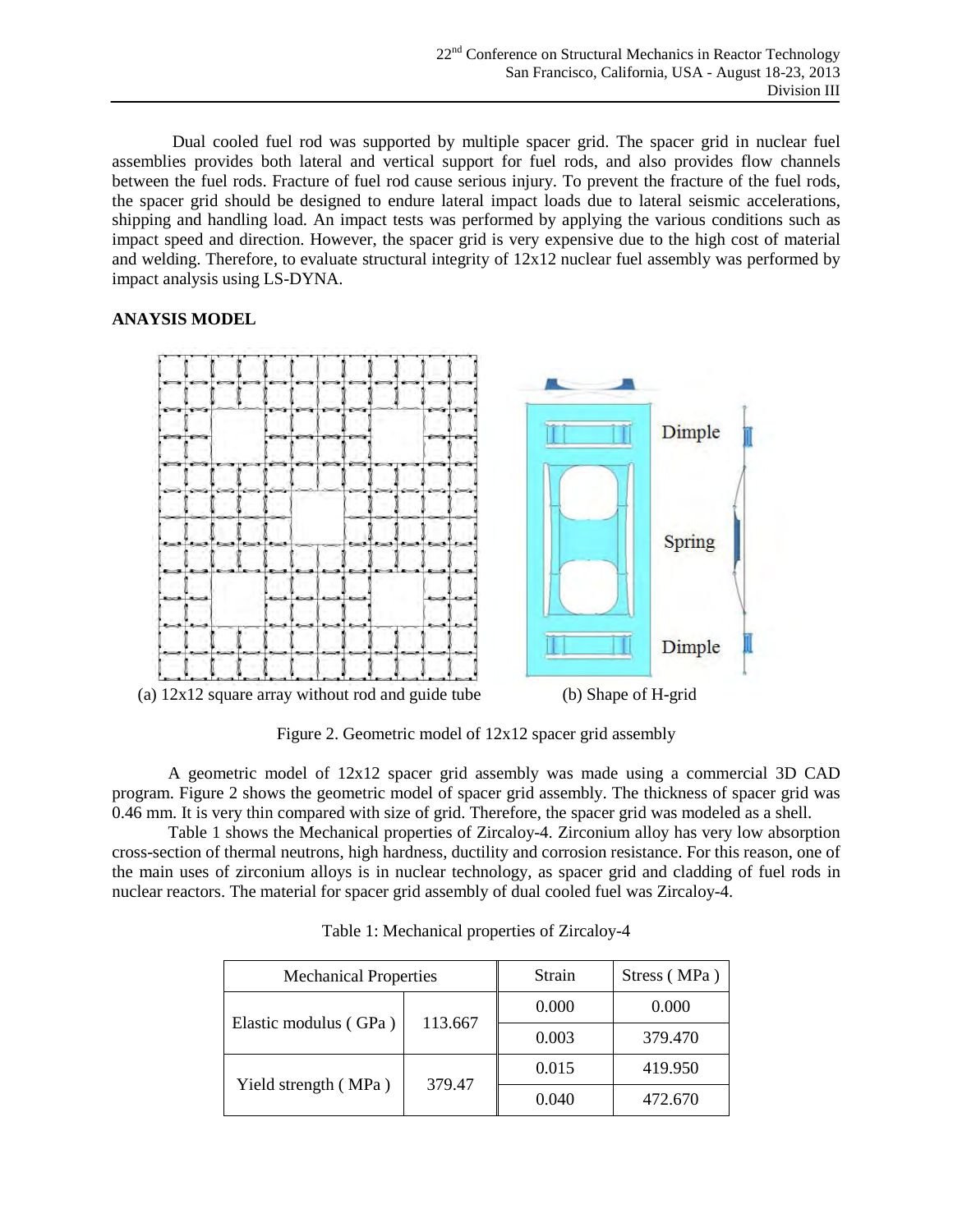Dual cooled fuel rod was supported by multiple spacer grid. The spacer grid in nuclear fuel assemblies provides both lateral and vertical support for fuel rods, and also provides flow channels between the fuel rods. Fracture of fuel rod cause serious injury. To prevent the fracture of the fuel rods, the spacer grid should be designed to endure lateral impact loads due to lateral seismic accelerations, shipping and handling load. An impact tests was performed by applying the various conditions such as impact speed and direction. However, the spacer grid is very expensive due to the high cost of material and welding. Therefore, to evaluate structural integrity of 12x12 nuclear fuel assembly was performed by impact analysis using LS-DYNA.

**ANAYSIS MODEL**

(a) 12x12 square array without rod and guide tube

(b) Shape of H-grid

Figure 2. Geometric model of 12x12 spacer grid assembly

A geometric model of 12x12 spacer grid assembly was made using a commercial 3D CAD program. Figure 2 shows the geometric model of spacer grid assembly. The thickness of spacer grid was 0.46 mm. It is very thin compared with size of grid. Therefore, the spacer grid was modeled as a shell.

Table 1 shows the Mechanical properties of Zircaloy-4. Zirconium alloy has very low absorption cross-section of thermal neutrons, high hardness, ductility and corrosion resistance. For this reason, one of the main uses of zirconium alloys is in nuclear technology, as spacer grid and cladding of fuel rods in nuclear reactors. The material for spacer grid assembly of dual cooled fuel was Zircaloy-4.

Table 1: Mechanical properties of Zircaloy-4

| Mechanical Properties | | Strain | Stress ( MPa ) |
|---|---|---|---|
| Elastic modulus ( GPa ) | 113.667 | 0.000 | 0.000 |
| | | 0.003 | 379.470 |
| Yield strength ( MPa ) | 379.47 | 0.015 | 419.950 |
| | | 0.040 | 472.670 |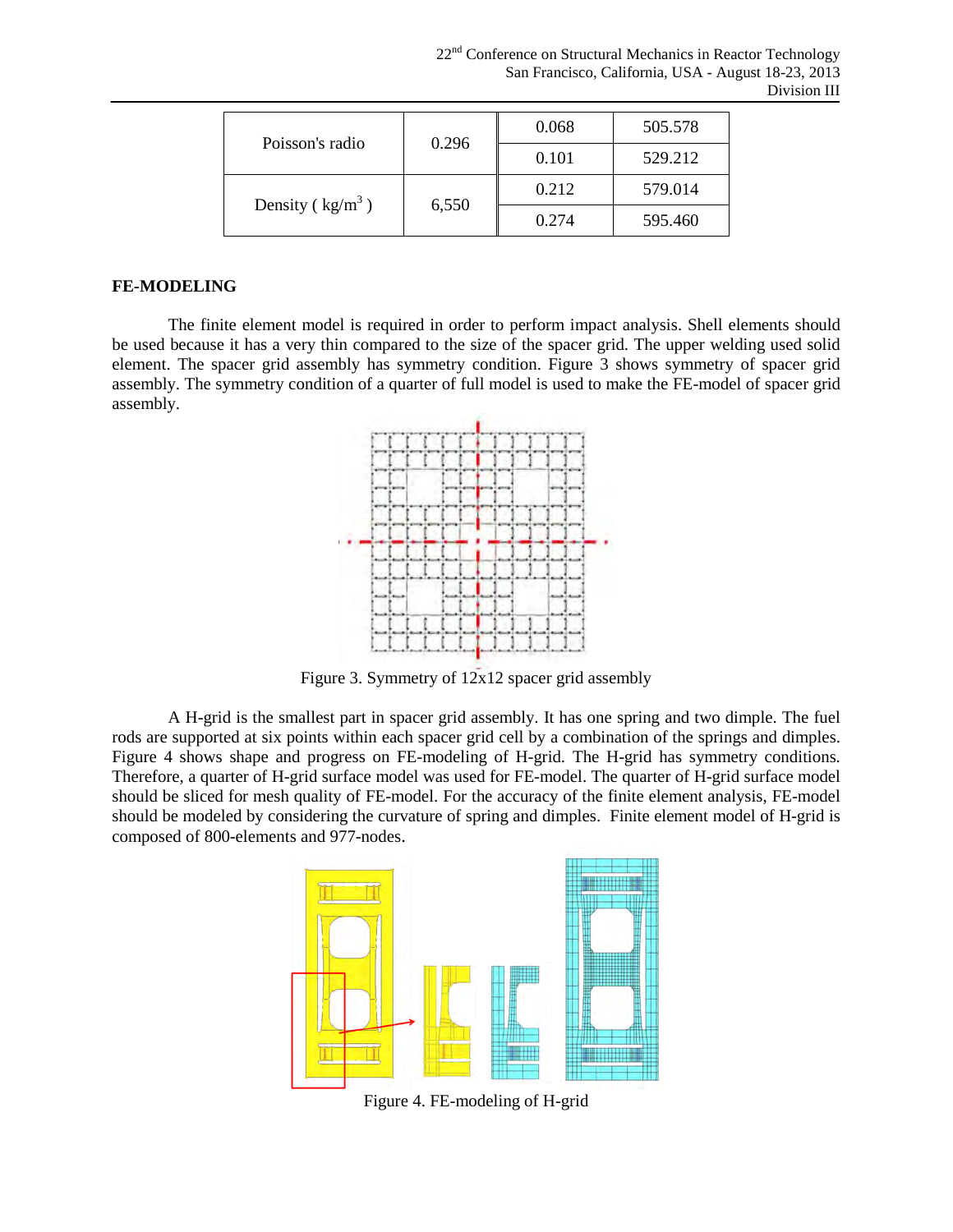| Poisson's radio | 0.296 | 0.068 | 505.578 |
|---|---|---|---|
| | | 0.101 | 529.212 |
| Density ( $kg/m^3$ ) | 6,550 | 0.212 | 579.014 |
| | | 0.274 | 595.460 |

## FE-MODELING

The finite element model is required in order to perform impact analysis. Shell elements should be used because it has a very thin compared to the size of the spacer grid. The upper welding used solid element. The spacer grid assembly has symmetry condition. Figure 3 shows symmetry of spacer grid assembly. The symmetry condition of a quarter of full model is used to make the FE-model of spacer grid assembly.

Figure 3. Symmetry of 12x12 spacer grid assembly

A H-grid is the smallest part in spacer grid assembly. It has one spring and two dimple. The fuel rods are supported at six points within each spacer grid cell by a combination of the springs and dimples. Figure 4 shows shape and progress on FE-modeling of H-grid. The H-grid has symmetry conditions. Therefore, a quarter of H-grid surface model was used for FE-model. The quarter of H-grid surface model should be sliced for mesh quality of FE-model. For the accuracy of the finite element analysis, FE-model should be modeled by considering the curvature of spring and dimples. Finite element model of H-grid is composed of 800-elements and 977-nodes.

Figure 4. FE-modeling of H-grid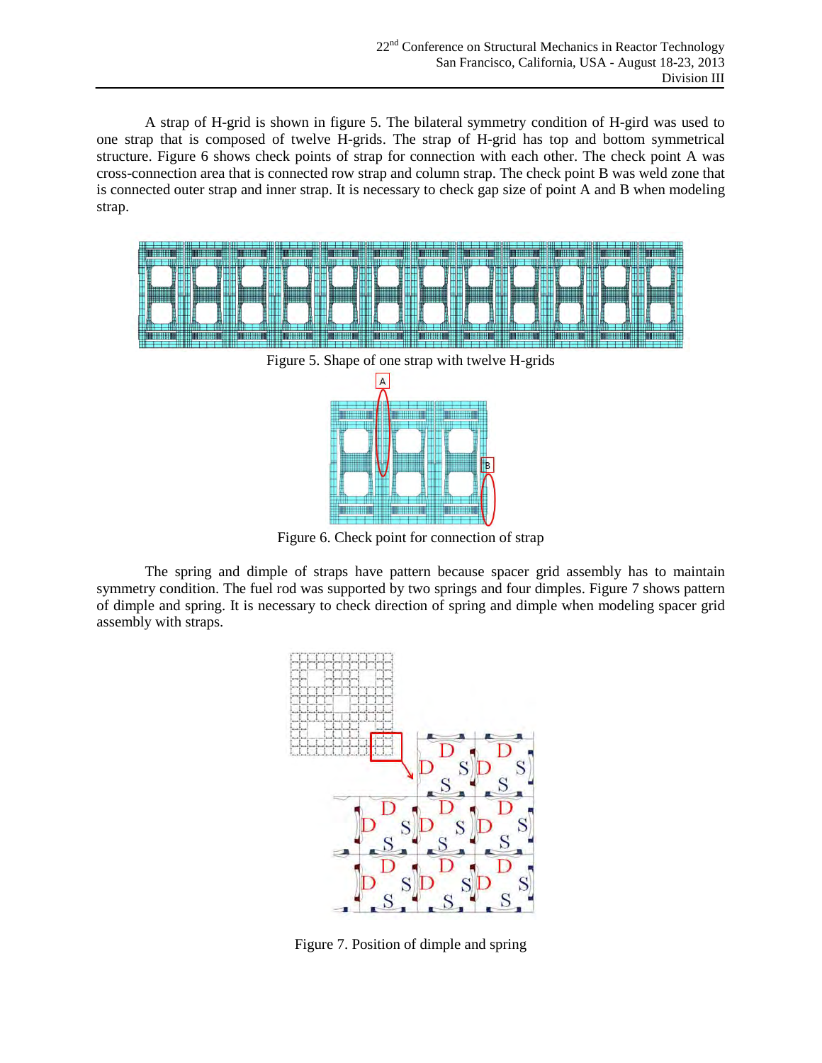A strap of H-grid is shown in figure 5. The bilateral symmetry condition of H-gird was used to one strap that is composed of twelve H-grids. The strap of H-grid has top and bottom symmetrical structure. Figure 6 shows check points of strap for connection with each other. The check point A was cross-connection area that is connected row strap and column strap. The check point B was weld zone that is connected outer strap and inner strap. It is necessary to check gap size of point A and B when modeling strap.

Figure 5. Shape of one strap with twelve H-grids

Figure 6. Check point for connection of strap

The spring and dimple of straps have pattern because spacer grid assembly has to maintain symmetry condition. The fuel rod was supported by two springs and four dimples. Figure 7 shows pattern of dimple and spring. It is necessary to check direction of spring and dimple when modeling spacer grid assembly with straps.

Figure 7. Position of dimple and spring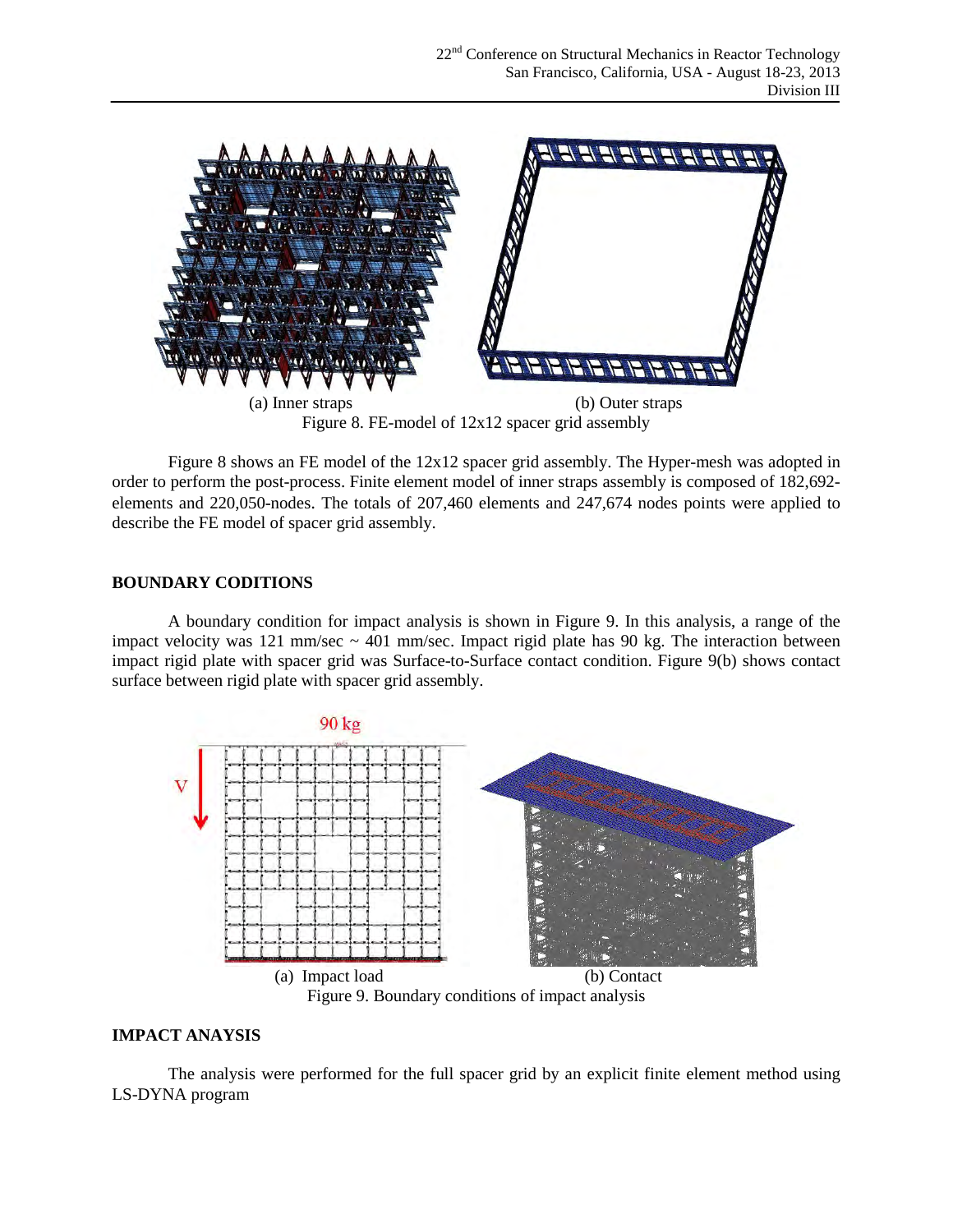(a) Inner straps (b) Outer straps

Figure 8. FE-model of 12x12 spacer grid assembly

Figure 8 shows an FE model of the 12x12 spacer grid assembly. The Hyper-mesh was adopted in order to perform the post-process. Finite element model of inner straps assembly is composed of 182,692-elements and 220,050-nodes. The totals of 207,460 elements and 247,674 nodes points were applied to describe the FE model of spacer grid assembly.

## BOUNDARY CODITIONS

A boundary condition for impact analysis is shown in Figure 9. In this analysis, a range of the impact velocity was 121 mm/sec ~ 401 mm/sec. Impact rigid plate has 90 kg. The interaction between impact rigid plate with spacer grid was Surface-to-Surface contact condition. Figure 9(b) shows contact surface between rigid plate with spacer grid assembly.

(a) Impact load (b) Contact

Figure 9. Boundary conditions of impact analysis

## IMPACT ANAYSIS

The analysis were performed for the full spacer grid by an explicit finite element method using LS-DYNA program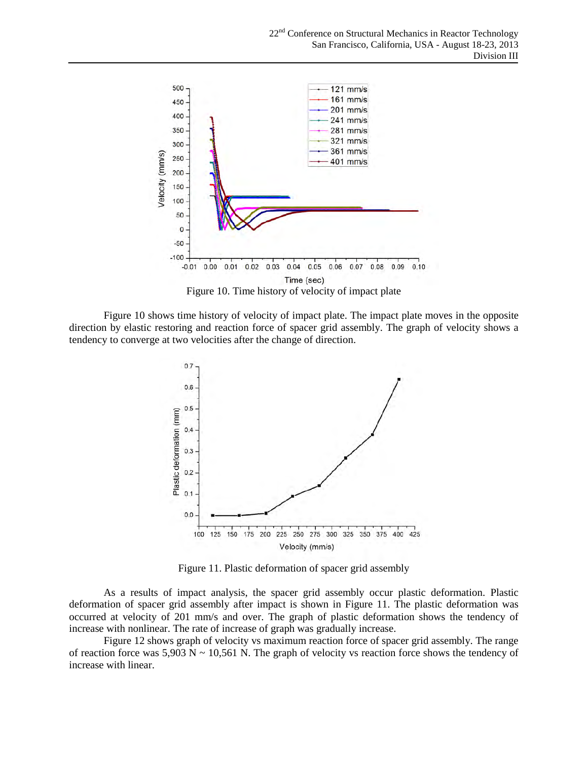Figure 10. Time history of velocity of impact plate

Figure 10 shows time history of velocity of impact plate. The impact plate moves in the opposite direction by elastic restoring and reaction force of spacer grid assembly. The graph of velocity shows a tendency to converge at two velocities after the change of direction.

Figure 11. Plastic deformation of spacer grid assembly

As a results of impact analysis, the spacer grid assembly occur plastic deformation. Plastic deformation of spacer grid assembly after impact is shown in Figure 11. The plastic deformation was occurred at velocity of 201 mm/s and over. The graph of plastic deformation shows the tendency of increase with nonlinear. The rate of increase of graph was gradually increase.

Figure 12 shows graph of velocity vs maximum reaction force of spacer grid assembly. The range of reaction force was 5,903 N ~ 10,561 N. The graph of velocity vs reaction force shows the tendency of increase with linear.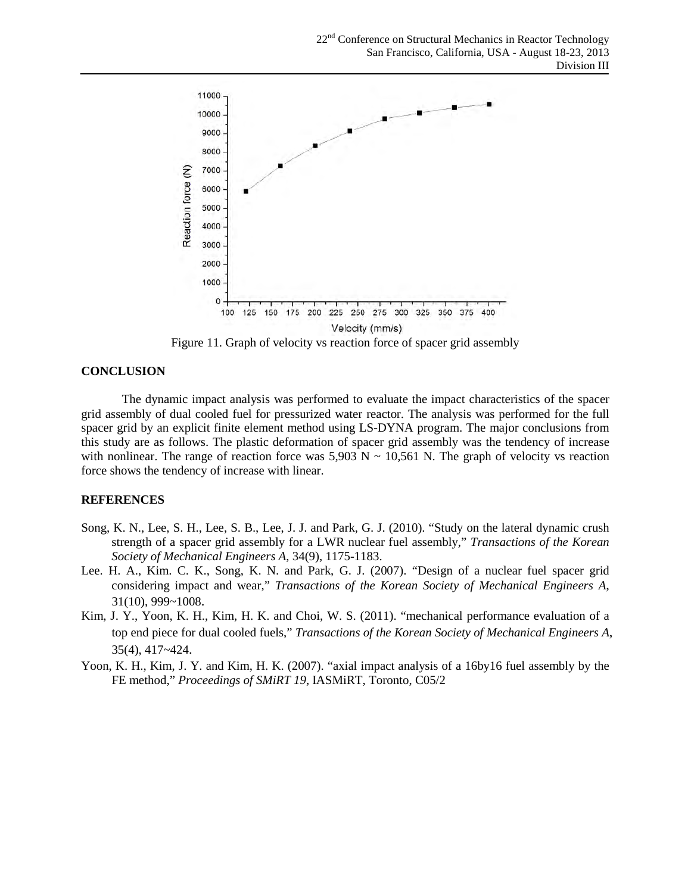11000
10000
9000
8000
7000
6000
5000
4000
3000
2000
1000
0

Reaction force (N)

100 125 150 175 200 225 250 275 300 325 350 375 400

Velocity (mm/s)

Figure 11. Graph of velocity vs reaction force of spacer grid assembly

## CONCLUSION

The dynamic impact analysis was performed to evaluate the impact characteristics of the spacer grid assembly of dual cooled fuel for pressurized water reactor. The analysis was performed for the full spacer grid by an explicit finite element method using LS-DYNA program. The major conclusions from this study are as follows. The plastic deformation of spacer grid assembly was the tendency of increase with nonlinear. The range of reaction force was 5,903 N ~ 10,561 N. The graph of velocity vs reaction force shows the tendency of increase with linear.

## REFERENCES

Song, K. N., Lee, S. H., Lee, S. B., Lee, J. J. and Park, G. J. (2010). "Study on the lateral dynamic crush strength of a spacer grid assembly for a LWR nuclear fuel assembly," *Transactions of the Korean Society of Mechanical Engineers A*, 34(9), 1175-1183.

Lee. H. A., Kim. C. K., Song, K. N. and Park, G. J. (2007). "Design of a nuclear fuel spacer grid considering impact and wear," *Transactions of the Korean Society of Mechanical Engineers A*, 31(10), 999~1008.

Kim, J. Y., Yoon, K. H., Kim, H. K. and Choi, W. S. (2011). "mechanical performance evaluation of a top end piece for dual cooled fuels," *Transactions of the Korean Society of Mechanical Engineers A*, 35(4), 417~424.

Yoon, K. H., Kim, J. Y. and Kim, H. K. (2007). "axial impact analysis of a 16by16 fuel assembly by the FE method," *Proceedings of SMiRT 19*, IASMiRT, Toronto, C05/2